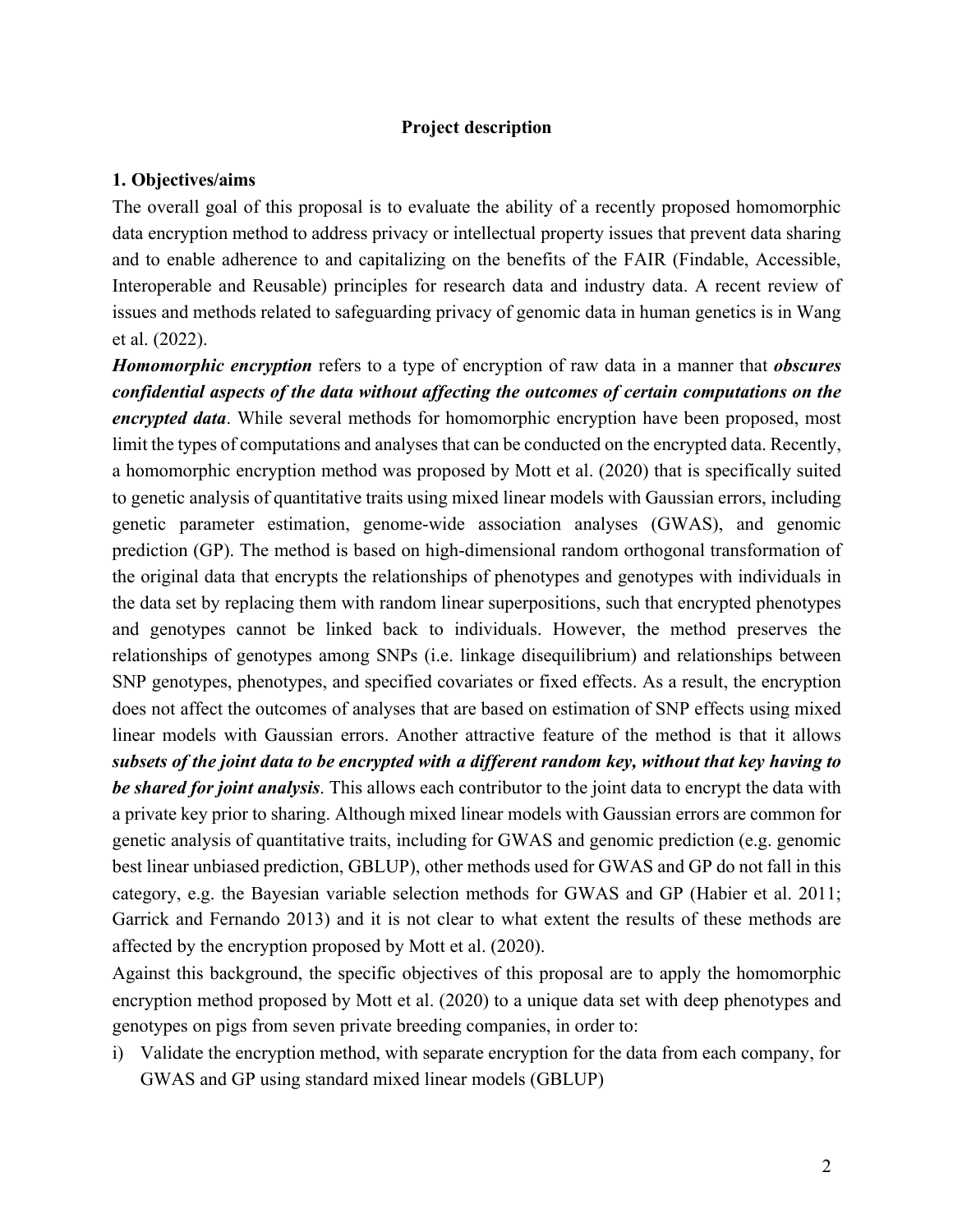## Project description

### 1. Objectives/aims

The overall goal of this proposal is to evaluate the ability of a recently proposed homomorphic data encryption method to address privacy or intellectual property issues that prevent data sharing and to enable adherence to and capitalizing on the benefits of the FAIR (Findable, Accessible, Interoperable and Reusable) principles for research data and industry data. A recent review of issues and methods related to safeguarding privacy of genomic data in human genetics is in Wang et al. (2022).

***Homomorphic encryption*** refers to a type of encryption of raw data in a manner that ***obscures confidential aspects of the data without affecting the outcomes of certain computations on the encrypted data***. While several methods for homomorphic encryption have been proposed, most limit the types of computations and analyses that can be conducted on the encrypted data. Recently, a homomorphic encryption method was proposed by Mott et al. (2020) that is specifically suited to genetic analysis of quantitative traits using mixed linear models with Gaussian errors, including genetic parameter estimation, genome-wide association analyses (GWAS), and genomic prediction (GP). The method is based on high-dimensional random orthogonal transformation of the original data that encrypts the relationships of phenotypes and genotypes with individuals in the data set by replacing them with random linear superpositions, such that encrypted phenotypes and genotypes cannot be linked back to individuals. However, the method preserves the relationships of genotypes among SNPs (i.e. linkage disequilibrium) and relationships between SNP genotypes, phenotypes, and specified covariates or fixed effects. As a result, the encryption does not affect the outcomes of analyses that are based on estimation of SNP effects using mixed linear models with Gaussian errors. Another attractive feature of the method is that it allows ***subsets of the joint data to be encrypted with a different random key, without that key having to be shared for joint analysis***. This allows each contributor to the joint data to encrypt the data with a private key prior to sharing. Although mixed linear models with Gaussian errors are common for genetic analysis of quantitative traits, including for GWAS and genomic prediction (e.g. genomic best linear unbiased prediction, GBLUP), other methods used for GWAS and GP do not fall in this category, e.g. the Bayesian variable selection methods for GWAS and GP (Habier et al. 2011; Garrick and Fernando 2013) and it is not clear to what extent the results of these methods are affected by the encryption proposed by Mott et al. (2020).

Against this background, the specific objectives of this proposal are to apply the homomorphic encryption method proposed by Mott et al. (2020) to a unique data set with deep phenotypes and genotypes on pigs from seven private breeding companies, in order to:

i) Validate the encryption method, with separate encryption for the data from each company, for GWAS and GP using standard mixed linear models (GBLUP)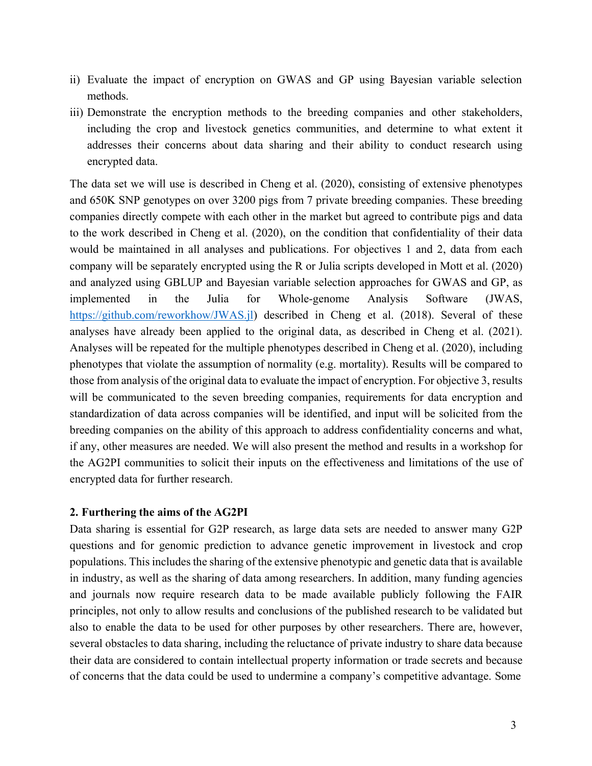ii) Evaluate the impact of encryption on GWAS and GP using Bayesian variable selection methods.

iii) Demonstrate the encryption methods to the breeding companies and other stakeholders, including the crop and livestock genetics communities, and determine to what extent it addresses their concerns about data sharing and their ability to conduct research using encrypted data.

The data set we will use is described in Cheng et al. (2020), consisting of extensive phenotypes and 650K SNP genotypes on over 3200 pigs from 7 private breeding companies. These breeding companies directly compete with each other in the market but agreed to contribute pigs and data to the work described in Cheng et al. (2020), on the condition that confidentiality of their data would be maintained in all analyses and publications. For objectives 1 and 2, data from each company will be separately encrypted using the R or Julia scripts developed in Mott et al. (2020) and analyzed using GBLUP and Bayesian variable selection approaches for GWAS and GP, as implemented in the Julia for Whole-genome Analysis Software (JWAS, https://github.com/reworkhow/JWAS.jl) described in Cheng et al. (2018). Several of these analyses have already been applied to the original data, as described in Cheng et al. (2021). Analyses will be repeated for the multiple phenotypes described in Cheng et al. (2020), including phenotypes that violate the assumption of normality (e.g. mortality). Results will be compared to those from analysis of the original data to evaluate the impact of encryption. For objective 3, results will be communicated to the seven breeding companies, requirements for data encryption and standardization of data across companies will be identified, and input will be solicited from the breeding companies on the ability of this approach to address confidentiality concerns and what, if any, other measures are needed. We will also present the method and results in a workshop for the AG2PI communities to solicit their inputs on the effectiveness and limitations of the use of encrypted data for further research.

## 2. Furthering the aims of the AG2PI

Data sharing is essential for G2P research, as large data sets are needed to answer many G2P questions and for genomic prediction to advance genetic improvement in livestock and crop populations. This includes the sharing of the extensive phenotypic and genetic data that is available in industry, as well as the sharing of data among researchers. In addition, many funding agencies and journals now require research data to be made available publicly following the FAIR principles, not only to allow results and conclusions of the published research to be validated but also to enable the data to be used for other purposes by other researchers. There are, however, several obstacles to data sharing, including the reluctance of private industry to share data because their data are considered to contain intellectual property information or trade secrets and because of concerns that the data could be used to undermine a company's competitive advantage. Some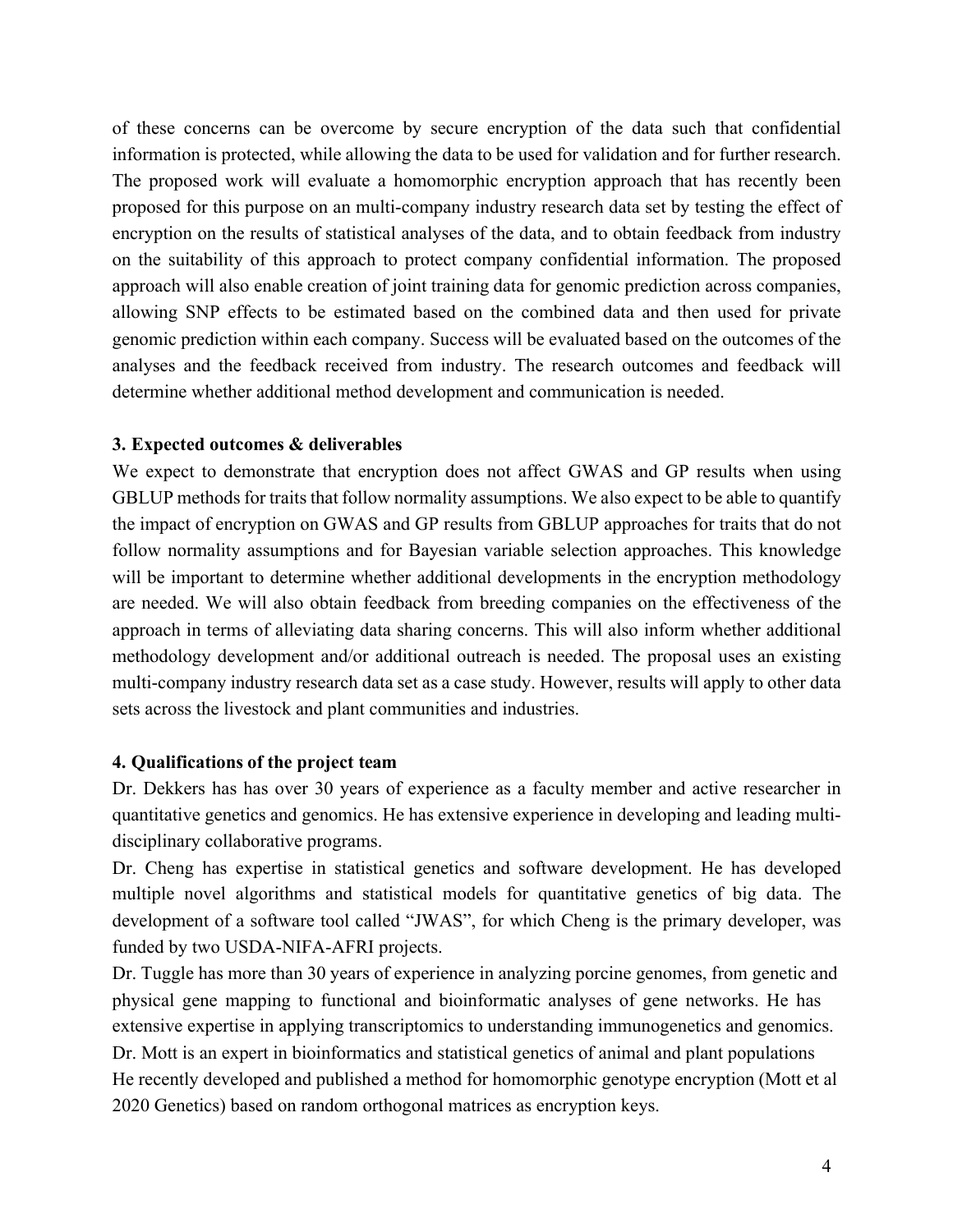of these concerns can be overcome by secure encryption of the data such that confidential information is protected, while allowing the data to be used for validation and for further research. The proposed work will evaluate a homomorphic encryption approach that has recently been proposed for this purpose on an multi-company industry research data set by testing the effect of encryption on the results of statistical analyses of the data, and to obtain feedback from industry on the suitability of this approach to protect company confidential information. The proposed approach will also enable creation of joint training data for genomic prediction across companies, allowing SNP effects to be estimated based on the combined data and then used for private genomic prediction within each company. Success will be evaluated based on the outcomes of the analyses and the feedback received from industry. The research outcomes and feedback will determine whether additional method development and communication is needed.

**3. Expected outcomes & deliverables**

We expect to demonstrate that encryption does not affect GWAS and GP results when using GBLUP methods for traits that follow normality assumptions. We also expect to be able to quantify the impact of encryption on GWAS and GP results from GBLUP approaches for traits that do not follow normality assumptions and for Bayesian variable selection approaches. This knowledge will be important to determine whether additional developments in the encryption methodology are needed. We will also obtain feedback from breeding companies on the effectiveness of the approach in terms of alleviating data sharing concerns. This will also inform whether additional methodology development and/or additional outreach is needed. The proposal uses an existing multi-company industry research data set as a case study. However, results will apply to other data sets across the livestock and plant communities and industries.

**4. Qualifications of the project team**

Dr. Dekkers has has over 30 years of experience as a faculty member and active researcher in quantitative genetics and genomics. He has extensive experience in developing and leading multi-disciplinary collaborative programs.

Dr. Cheng has expertise in statistical genetics and software development. He has developed multiple novel algorithms and statistical models for quantitative genetics of big data. The development of a software tool called "JWAS", for which Cheng is the primary developer, was funded by two USDA-NIFA-AFRI projects.

Dr. Tuggle has more than 30 years of experience in analyzing porcine genomes, from genetic and physical gene mapping to functional and bioinformatic analyses of gene networks. He has extensive expertise in applying transcriptomics to understanding immunogenetics and genomics.

Dr. Mott is an expert in bioinformatics and statistical genetics of animal and plant populations He recently developed and published a method for homomorphic genotype encryption (Mott et al 2020 Genetics) based on random orthogonal matrices as encryption keys.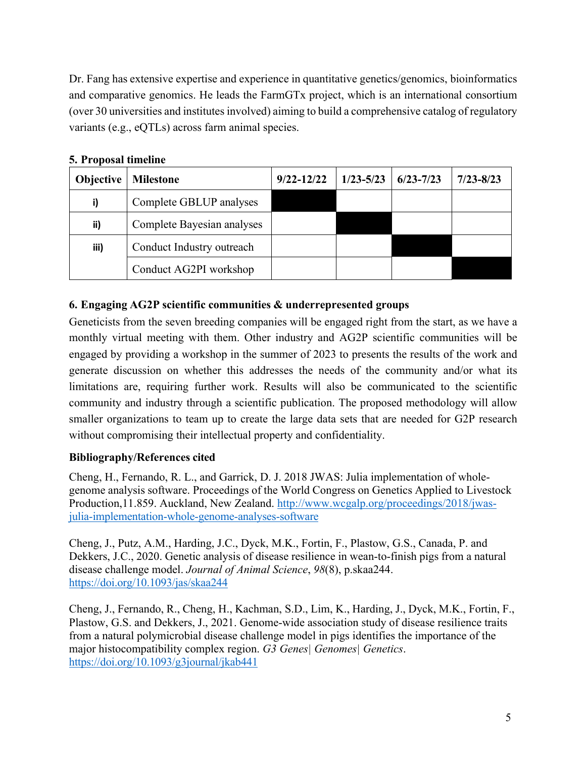Dr. Fang has extensive expertise and experience in quantitative genetics/genomics, bioinformatics and comparative genomics. He leads the FarmGTx project, which is an international consortium (over 30 universities and institutes involved) aiming to build a comprehensive catalog of regulatory variants (e.g., eQTLs) across farm animal species.

**5. Proposal timeline**

| Objective | Milestone | 9/22-12/22 | 1/23-5/23 | 6/23-7/23 | 7/23-8/23 |
|---|---|---|---|---|---|
| i) | Complete GBLUP analyses | ■ | | | |
| ii) | Complete Bayesian analyses | | ■ | | |
| iii) | Conduct Industry outreach | | | ■ | |
| | Conduct AG2PI workshop | | | | ■ |

**6. Engaging AG2P scientific communities & underrepresented groups**

Geneticists from the seven breeding companies will be engaged right from the start, as we have a monthly virtual meeting with them. Other industry and AG2P scientific communities will be engaged by providing a workshop in the summer of 2023 to presents the results of the work and generate discussion on whether this addresses the needs of the community and/or what its limitations are, requiring further work. Results will also be communicated to the scientific community and industry through a scientific publication. The proposed methodology will allow smaller organizations to team up to create the large data sets that are needed for G2P research without compromising their intellectual property and confidentiality.

**Bibliography/References cited**

Cheng, H., Fernando, R. L., and Garrick, D. J. 2018 JWAS: Julia implementation of whole-genome analysis software. Proceedings of the World Congress on Genetics Applied to Livestock Production,11.859. Auckland, New Zealand. http://www.wcgalp.org/proceedings/2018/jwas-julia-implementation-whole-genome-analyses-software

Cheng, J., Putz, A.M., Harding, J.C., Dyck, M.K., Fortin, F., Plastow, G.S., Canada, P. and Dekkers, J.C., 2020. Genetic analysis of disease resilience in wean-to-finish pigs from a natural disease challenge model. *Journal of Animal Science*, *98*(8), p.skaa244. https://doi.org/10.1093/jas/skaa244

Cheng, J., Fernando, R., Cheng, H., Kachman, S.D., Lim, K., Harding, J., Dyck, M.K., Fortin, F., Plastow, G.S. and Dekkers, J., 2021. Genome-wide association study of disease resilience traits from a natural polymicrobial disease challenge model in pigs identifies the importance of the major histocompatibility complex region. *G3 Genes| Genomes| Genetics*. https://doi.org/10.1093/g3journal/jkab441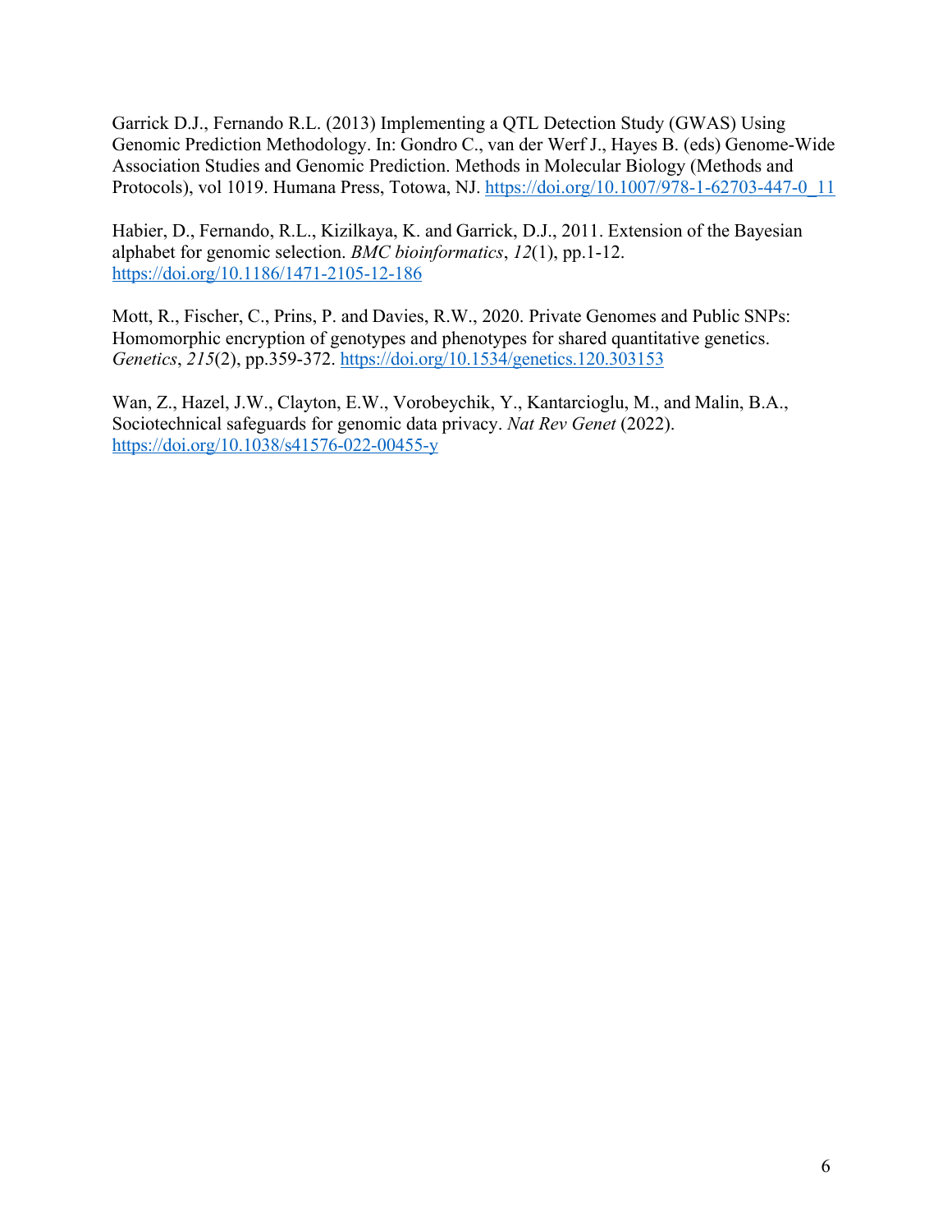Garrick D.J., Fernando R.L. (2013) Implementing a QTL Detection Study (GWAS) Using Genomic Prediction Methodology. In: Gondro C., van der Werf J., Hayes B. (eds) Genome-Wide Association Studies and Genomic Prediction. Methods in Molecular Biology (Methods and Protocols), vol 1019. Humana Press, Totowa, NJ. https://doi.org/10.1007/978-1-62703-447-0_11

Habier, D., Fernando, R.L., Kizilkaya, K. and Garrick, D.J., 2011. Extension of the Bayesian alphabet for genomic selection. *BMC bioinformatics*, *12*(1), pp.1-12. https://doi.org/10.1186/1471-2105-12-186

Mott, R., Fischer, C., Prins, P. and Davies, R.W., 2020. Private Genomes and Public SNPs: Homomorphic encryption of genotypes and phenotypes for shared quantitative genetics. *Genetics*, *215*(2), pp.359-372. https://doi.org/10.1534/genetics.120.303153

Wan, Z., Hazel, J.W., Clayton, E.W., Vorobeychik, Y., Kantarcioglu, M., and Malin, B.A., Sociotechnical safeguards for genomic data privacy. *Nat Rev Genet* (2022). https://doi.org/10.1038/s41576-022-00455-y